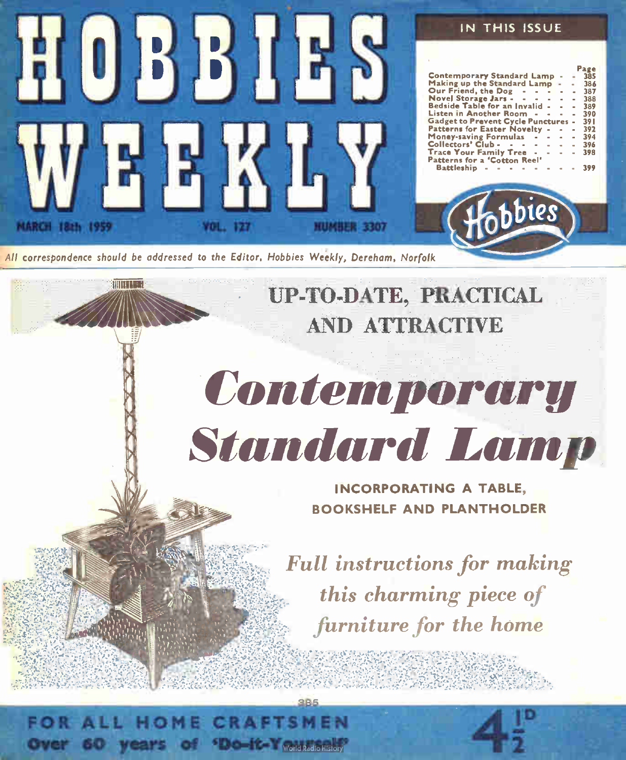# HOBBIES WEEKLY

MARCH 18th 1959 — VOL. 127 — NUMBER 3307

## IN THIS ISSUE

| | Page |
|---|---|
| Contemporary Standard Lamp | 385 |
| Making up the Standard Lamp | 386 |
| Our Friend, the Dog | 387 |
| Novel Storage Jars | 388 |
| Bedside Table for an Invalid | 389 |
| Listen in Another Room | 390 |
| Gadget to Prevent Cycle Punctures | 391 |
| Patterns for Easter Novelty | 392 |
| Money-saving Formulas | 394 |
| Collectors' Club | 396 |
| Trace Your Family Tree | 398 |
| Patterns for a 'Cotton Reel' Battleship | 399 |

Hobbies

*All correspondence should be addressed to the Editor, Hobbies Weekly, Dereham, Norfolk*

## UP-TO-DATE, PRACTICAL AND ATTRACTIVE

# *Contemporary Standard Lamp*

**INCORPORATING A TABLE, BOOKSHELF AND PLANTHOLDER**

*Full instructions for making this charming piece of furniture for the home*

**FOR ALL HOME CRAFTSMEN**

**Over 60 years of 'Do-it-Yourself'**

4½D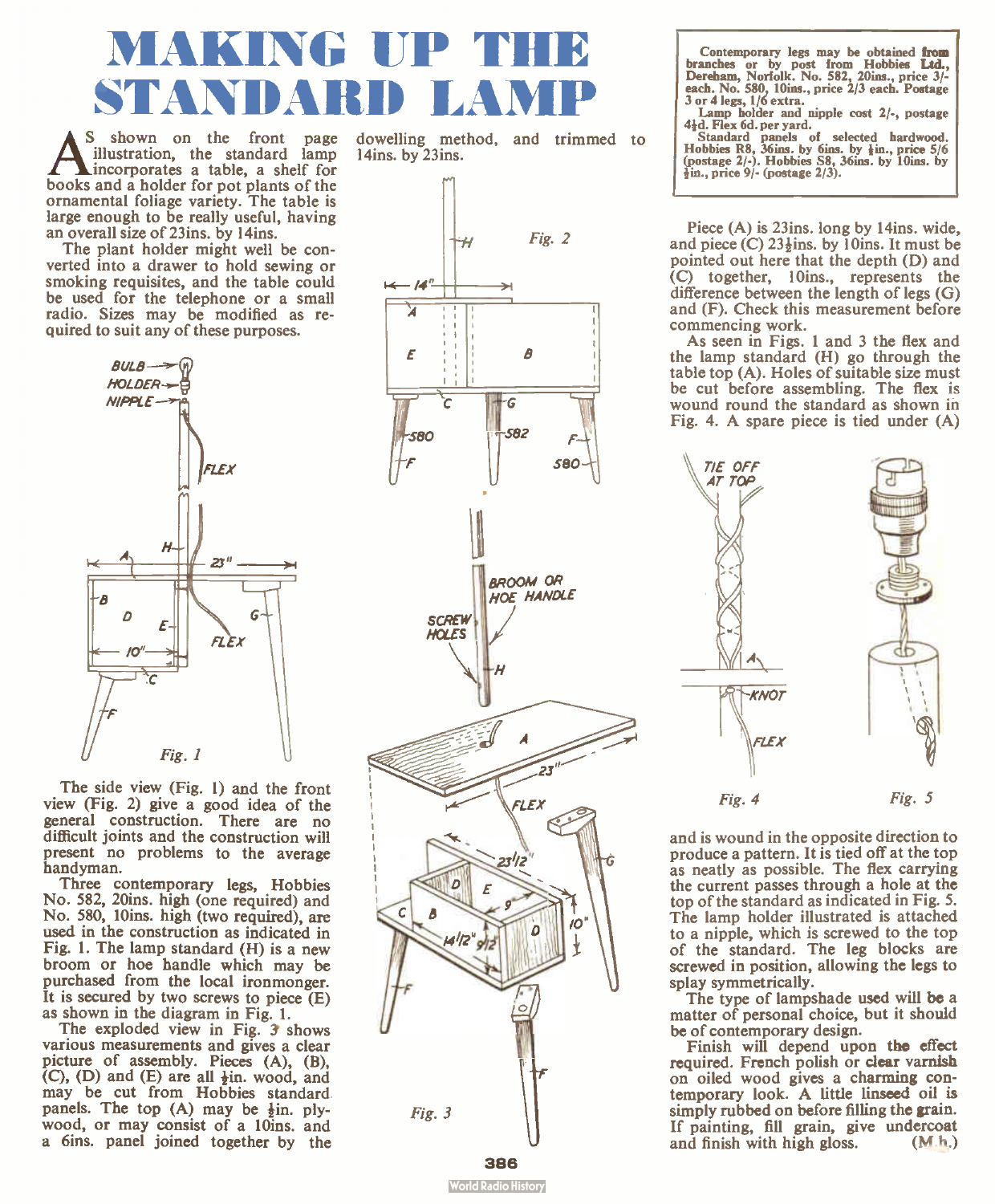# MAKING UP THE STANDARD LAMP

As shown on the front page illustration, the standard lamp incorporates a table, a shelf for books and a holder for pot plants of the ornamental foliage variety. The table is large enough to be really useful, having an overall size of 23ins. by 14ins.

The plant holder might well be converted into a drawer to hold sewing or smoking requisites, and the table could be used for the telephone or a small radio. Sizes may be modified as required to suit any of these purposes.

Fig. 1

The side view (Fig. 1) and the front view (Fig. 2) give a good idea of the general construction. There are no difficult joints and the construction will present no problems to the average handyman.

Three contemporary legs, Hobbies No. 582, 20ins. high (one required) and No. 580, 10ins. high (two required), are used in the construction as indicated in Fig. 1. The lamp standard (H) is a new broom or hoe handle which may be purchased from the local ironmonger. It is secured by two screws to piece (E) as shown in the diagram in Fig. 1.

The exploded view in Fig. 3 shows various measurements and gives a clear picture of assembly. Pieces (A), (B), (C), (D) and (E) are all ½in. wood, and may be cut from Hobbies standard panels. The top (A) may be ½in. plywood, or may consist of a 10ins. and a 6ins. panel joined together by the dowelling method, and trimmed to 14ins. by 23ins.

Fig. 2

Fig. 3

> Contemporary legs may be obtained from branches or by post from Hobbies Ltd., Dereham, Norfolk. No. 582, 20ins., price 3/- each. No. 580, 10ins., price 2/3 each. Postage 3 or 4 legs, 1/6 extra.
>
> Lamp holder and nipple cost 2/-, postage 4½d. Flex 6d. per yard.
>
> Standard panels of selected hardwood. Hobbies R8, 36ins. by 6ins. by ½in., price 5/6 (postage 2/-). Hobbies S8, 36ins. by 10ins. by ½in., price 9/- (postage 2/3).

Piece (A) is 23ins. long by 14ins. wide, and piece (C) 23½ins. by 10ins. It must be pointed out here that the depth (D) and (C) together, 10ins., represents the difference between the length of legs (G) and (F). Check this measurement before commencing work.

As seen in Figs. 1 and 3 the flex and the lamp standard (H) go through the table top (A). Holes of suitable size must be cut before assembling. The flex is wound round the standard as shown in Fig. 4. A spare piece is tied under (A) and is wound in the opposite direction to produce a pattern. It is tied off at the top as neatly as possible. The flex carrying the current passes through a hole at the top of the standard as indicated in Fig. 5. The lamp holder illustrated is attached to a nipple, which is screwed to the top of the standard. The leg blocks are screwed in position, allowing the legs to splay symmetrically.

Fig. 4

Fig. 5

The type of lampshade used will be a matter of personal choice, but it should be of contemporary design.

Finish will depend upon the effect required. French polish or clear varnish on oiled wood gives a charming contemporary look. A little linseed oil is simply rubbed on before filling the grain. If painting, fill grain, give undercoat and finish with high gloss. (M.h.)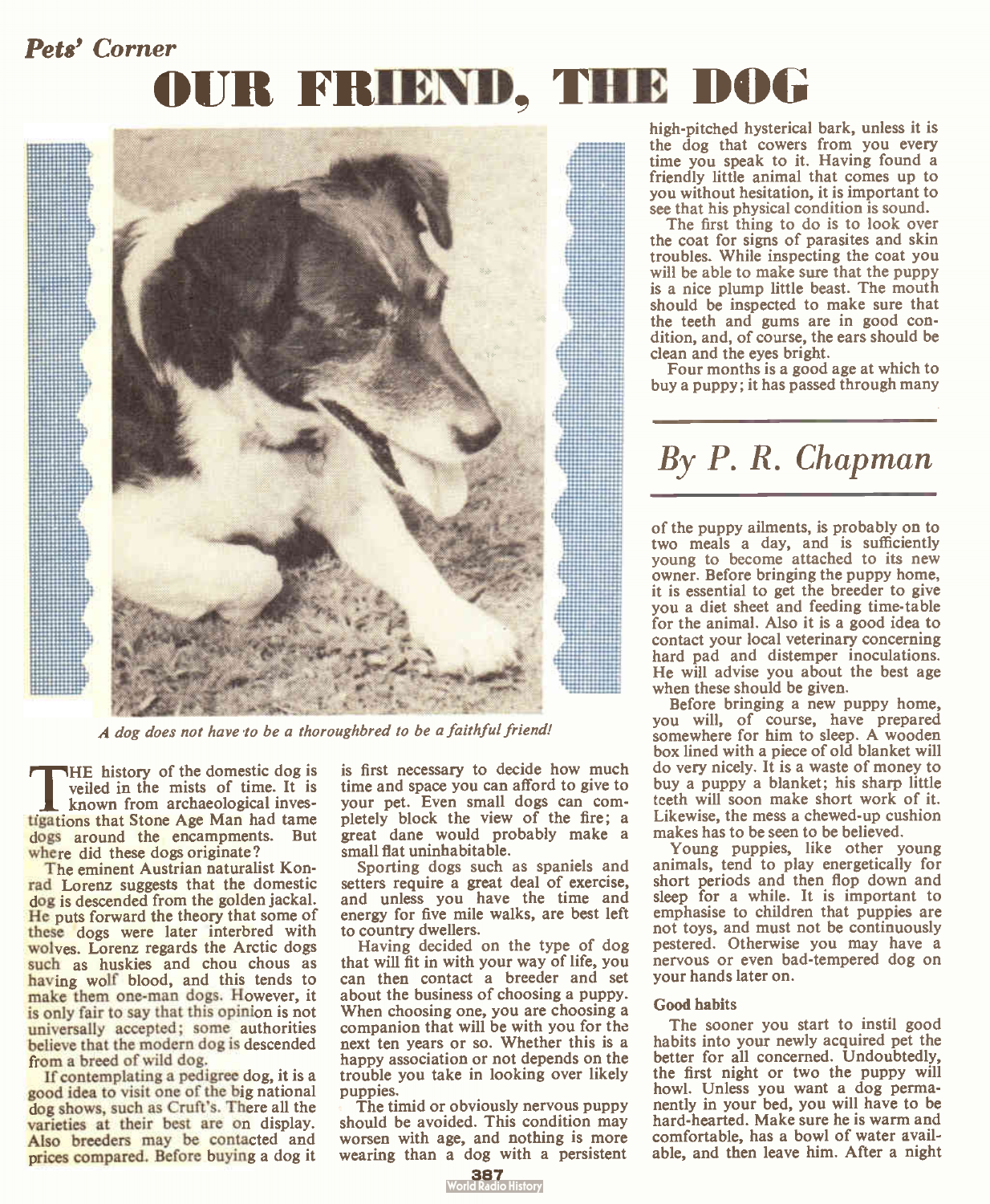*Pets' Corner*

# OUR FRIEND, THE DOG

*A dog does not have to be a thoroughbred to be a faithful friend!*

## By P. R. Chapman

THE history of the domestic dog is veiled in the mists of time. It is known from archaeological investigations that Stone Age Man had tame dogs around the encampments. But where did these dogs originate?

The eminent Austrian naturalist Konrad Lorenz suggests that the domestic dog is descended from the golden jackal. He puts forward the theory that some of these dogs were later interbred with wolves. Lorenz regards the Arctic dogs such as huskies and chou chous as having wolf blood, and this tends to make them one-man dogs. However, it is only fair to say that this opinion is not universally accepted; some authorities believe that the modern dog is descended from a breed of wild dog.

If contemplating a pedigree dog, it is a good idea to visit one of the big national dog shows, such as Cruft's. There all the varieties at their best are on display. Also breeders may be contacted and prices compared. Before buying a dog it is first necessary to decide how much time and space you can afford to give to your pet. Even small dogs can completely block the view of the fire; a great dane would probably make a small flat uninhabitable.

Sporting dogs such as spaniels and setters require a great deal of exercise, and unless you have the time and energy for five mile walks, are best left to country dwellers.

Having decided on the type of dog that will fit in with your way of life, you can then contact a breeder and set about the business of choosing a puppy. When choosing one, you are choosing a companion that will be with you for the next ten years or so. Whether this is a happy association or not depends on the trouble you take in looking over likely puppies.

The timid or obviously nervous puppy should be avoided. This condition may worsen with age, and nothing is more wearing than a dog with a persistent high-pitched hysterical bark, unless it is the dog that cowers from you every time you speak to it. Having found a friendly little animal that comes up to you without hesitation, it is important to see that his physical condition is sound.

The first thing to do is to look over the coat for signs of parasites and skin troubles. While inspecting the coat you will be able to make sure that the puppy is a nice plump little beast. The mouth should be inspected to make sure that the teeth and gums are in good condition, and, of course, the ears should be clean and the eyes bright.

Four months is a good age at which to buy a puppy; it has passed through many of the puppy ailments, is probably on to two meals a day, and is sufficiently young to become attached to its new owner. Before bringing the puppy home, it is essential to get the breeder to give you a diet sheet and feeding time-table for the animal. Also it is a good idea to contact your local veterinary concerning hard pad and distemper inoculations. He will advise you about the best age when these should be given.

Before bringing a new puppy home, you will, of course, have prepared somewhere for him to sleep. A wooden box lined with a piece of old blanket will do very nicely. It is a waste of money to buy a puppy a blanket; his sharp little teeth will soon make short work of it. Likewise, the mess a chewed-up cushion makes has to be seen to be believed.

Young puppies, like other young animals, tend to play energetically for short periods and then flop down and sleep for a while. It is important to emphasise to children that puppies are not toys, and must not be continuously pestered. Otherwise you may have a nervous or even bad-tempered dog on your hands later on.

### Good habits

The sooner you start to instil good habits into your newly acquired pet the better for all concerned. Undoubtedly, the first night or two the puppy will howl. Unless you want a dog permanently in your bed, you will have to be hard-hearted. Make sure he is warm and comfortable, has a bowl of water available, and then leave him. After a night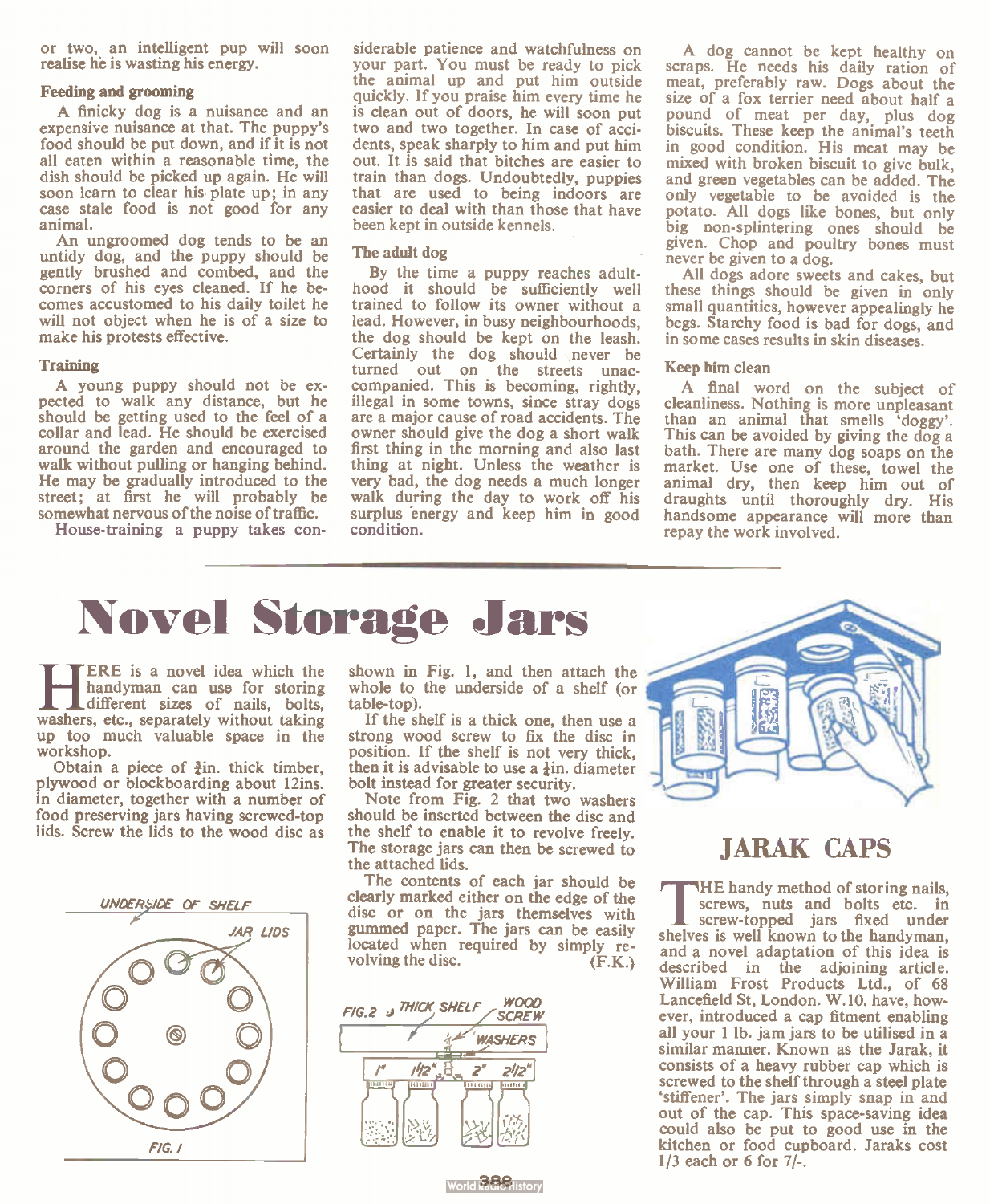or two, an intelligent pup will soon realise he is wasting his energy.

### Feeding and grooming

A finicky dog is a nuisance and an expensive nuisance at that. The puppy's food should be put down, and if it is not all eaten within a reasonable time, the dish should be picked up again. He will soon learn to clear his plate up; in any case stale food is not good for any animal.

An ungroomed dog tends to be an untidy dog, and the puppy should be gently brushed and combed, and the corners of his eyes cleaned. If he becomes accustomed to his daily toilet he will not object when he is of a size to make his protests effective.

### Training

A young puppy should not be expected to walk any distance, but he should be getting used to the feel of a collar and lead. He should be exercised around the garden and encouraged to walk without pulling or hanging behind. He may be gradually introduced to the street; at first he will probably be somewhat nervous of the noise of traffic.

House-training a puppy takes considerable patience and watchfulness on your part. You must be ready to pick the animal up and put him outside quickly. If you praise him every time he is clean out of doors, he will soon put two and two together. In case of accidents, speak sharply to him and put him out. It is said that bitches are easier to train than dogs. Undoubtedly, puppies that are used to being indoors are easier to deal with than those that have been kept in outside kennels.

### The adult dog

By the time a puppy reaches adulthood it should be sufficiently well trained to follow its owner without a lead. However, in busy neighbourhoods, the dog should be kept on the leash. Certainly the dog should never be turned out on the streets unaccompanied. This is becoming, rightly, illegal in some towns, since stray dogs are a major cause of road accidents. The owner should give the dog a short walk first thing in the morning and also last thing at night. Unless the weather is very bad, the dog needs a much longer walk during the day to work off his surplus energy and keep him in good condition.

A dog cannot be kept healthy on scraps. He needs his daily ration of meat, preferably raw. Dogs about the size of a fox terrier need about half a pound of meat per day, plus dog biscuits. These keep the animal's teeth in good condition. His meat may be mixed with broken biscuit to give bulk, and green vegetables can be added. The only vegetable to be avoided is the potato. All dogs like bones, but only big non-splintering ones should be given. Chop and poultry bones must never be given to a dog.

All dogs adore sweets and cakes, but these things should be given in only small quantities, however appealingly he begs. Starchy food is bad for dogs, and in some cases results in skin diseases.

### Keep him clean

A final word on the subject of cleanliness. Nothing is more unpleasant than an animal that smells 'doggy'. This can be avoided by giving the dog a bath. There are many dog soaps on the market. Use one of these, towel the animal dry, then keep him out of draughts until thoroughly dry. His handsome appearance will more than repay the work involved.

# Novel Storage Jars

HERE is a novel idea which the handyman can use for storing different sizes of nails, bolts, washers, etc., separately without taking up too much valuable space in the workshop.

Obtain a piece of ¾in. thick timber, plywood or blockboarding about 12ins. in diameter, together with a number of food preserving jars having screwed-top lids. Screw the lids to the wood disc as shown in Fig. 1, and then attach the whole to the underside of a shelf (or table-top).

If the shelf is a thick one, then use a strong wood screw to fix the disc in position. If the shelf is not very thick, then it is advisable to use a ¼in. diameter bolt instead for greater security.

Note from Fig. 2 that two washers should be inserted between the disc and the shelf to enable it to revolve freely. The storage jars can then be screwed to the attached lids.

The contents of each jar should be clearly marked either on the edge of the disc or on the jars themselves with gummed paper. The jars can be easily located when required by simply revolving the disc. (F.K.)

UNDERSIDE OF SHELF — JAR LIDS

FIG. 1

FIG. 2 — THICK SHELF — WOOD SCREW — WASHERS — 1" 1½" 2" 2½"

## JARAK CAPS

THE handy method of storing nails, screws, nuts and bolts etc. in screw-topped jars fixed under shelves is well known to the handyman, and a novel adaptation of this idea is described in the adjoining article. William Frost Products Ltd., of 68 Lancefield St, London. W.10. have, however, introduced a cap fitment enabling all your 1 lb. jam jars to be utilised in a similar manner. Known as the Jarak, it consists of a heavy rubber cap which is screwed to the shelf through a steel plate 'stiffener'. The jars simply snap in and out of the cap. This space-saving idea could also be put to good use in the kitchen or food cupboard. Jaraks cost 1/3 each or 6 for 7/-.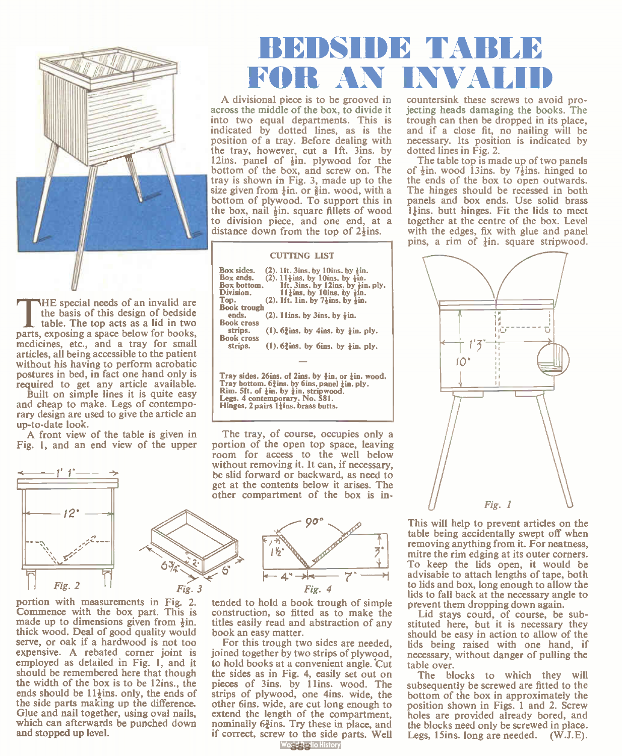# BEDSIDE TABLE FOR AN INVALID

THE special needs of an invalid are the basis of this design of bedside table. The top acts as a lid in two parts, exposing a space below for books, medicines, etc., and a tray for small articles, all being accessible to the patient without his having to perform acrobatic postures in bed, in fact one hand only is required to get any article available.

Built on simple lines it is quite easy and cheap to make. Legs of contemporary design are used to give the article an up-to-date look.

A front view of the table is given in Fig. 1, and an end view of the upper portion with measurements in Fig. 2. Commence with the box part. This is made up to dimensions given from ½in. thick wood. Deal of good quality would serve, or oak if a hardwood is not too expensive. A rebated corner joint is employed as detailed in Fig. 1, and it should be remembered here that though the width of the box is to be 12ins., the ends should be 11½ins. only, the ends of the side parts making up the difference. Glue and nail together, using oval nails, which can afterwards be punched down and stopped up level.

A divisional piece is to be grooved in across the middle of the box, to divide it into two equal departments. This is indicated by dotted lines, as is the position of a tray. Before dealing with the tray, however, cut a 1ft. 3ins. by 12ins. panel of ¼in. plywood for the bottom of the box, and screw on. The tray is shown in Fig. 3, made up to the size given from ¼in. or ⅜in. wood, with a bottom of plywood. To support this in the box, nail ½in. square fillets of wood to division piece, and one end, at a distance down from the top of 2¼ins.

**CUTTING LIST**

| | |
|---|---|
| **Box sides.** | (2). 1ft. 3ins. by 10ins. by ½in. |
| **Box ends.** | (2). 11½ins. by 10ins. by ½in. |
| **Box bottom.** | 1ft. 3ins. by 12ins. by ¼in. ply. |
| **Division.** | 11½ins. by 10ins. by ½in. |
| **Top.** | (2). 1ft. 1in. by 7½ins. by ½in. |
| **Book trough ends.** | (2). 11ins. by 3ins. by ½in. |
| **Book cross strips.** | (1). 6¾ins. by 4ins. by ¼in. ply. |
| **Book cross strips.** | (1). 6¾ins. by 6ins. by ¼in. ply. |

**Tray sides.** 26ins. of 2ins. by ⅜in. or ¼in. wood.
**Tray bottom.** 6¾ins. by 6ins. panel ⅛in. ply.
**Rim.** 5ft. of ¼in. by ¼in. stripwood.
**Legs.** 4 contemporary. No. 581.
**Hinges.** 2 pairs 1¼ins. brass butts.

The tray, of course, occupies only a portion of the open top space, leaving room for access to the well below without removing it. It can, if necessary, be slid forward or backward, as need to get at the contents below it arises. The other compartment of the box is intended to hold a book trough of simple construction, so fitted as to make the titles easily read and abstraction of any book an easy matter.

For this trough two sides are needed, joined together by two strips of plywood, to hold books at a convenient angle. Cut the sides as in Fig. 4, easily set out on pieces of 3ins. by 11ins. wood. The strips of plywood, one 4ins. wide, the other 6ins. wide, are cut long enough to extend the length of the compartment, nominally 6¾ins. Try these in place, and if correct, screw to the side parts. Well countersink these screws to avoid projecting heads damaging the books. The trough can then be dropped in its place, and if a close fit, no nailing will be necessary. Its position is indicated by dotted lines in Fig. 2.

The table top is made up of two panels of ½in. wood 13ins. by 7½ins. hinged to the ends of the box to open outwards. The hinges should be recessed in both panels and box ends. Use solid brass 1¼ins. butt hinges. Fit the lids to meet together at the centre of the box. Level with the edges, fix with glue and panel pins, a rim of ¼in. square stripwood.

*Fig. 1*

*Fig. 2*

*Fig. 3*

*Fig. 4*

This will help to prevent articles on the table being accidentally swept off when removing anything from it. For neatness, mitre the rim edging at its outer corners. To keep the lids open, it would be advisable to attach lengths of tape, both to lids and box, long enough to allow the lids to fall back at the necessary angle to prevent them dropping down again.

Lid stays could, of course, be substituted here, but it is necessary they should be easy in action to allow of the lids being raised with one hand, if necessary, without danger of pulling the table over.

The blocks to which they will subsequently be screwed are fitted to the bottom of the box in approximately the position shown in Figs. 1 and 2. Screw holes are provided already bored, and the blocks need only be screwed in place. Legs, 15ins. long are needed. (W.J.E).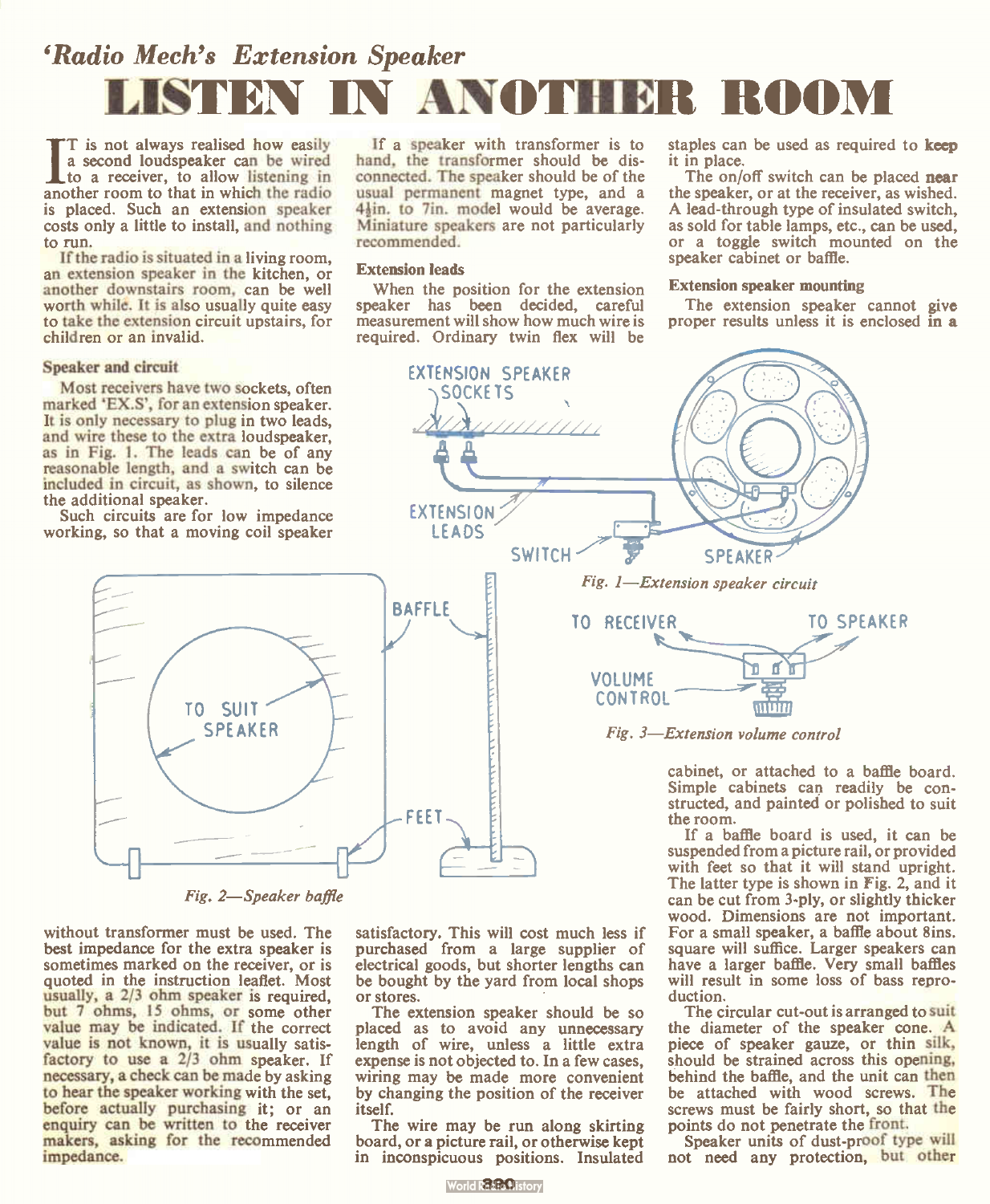*'Radio Mech's Extension Speaker*

# LISTEN IN ANOTHER ROOM

It is not always realised how easily a second loudspeaker can be wired to a receiver, to allow listening in another room to that in which the radio is placed. Such an extension speaker costs only a little to install, and nothing to run.

If the radio is situated in a living room, an extension speaker in the kitchen, or another downstairs room, can be well worth while. It is also usually quite easy to take the extension circuit upstairs, for children or an invalid.

### Speaker and circuit

Most receivers have two sockets, often marked 'EX.S', for an extension speaker. It is only necessary to plug in two leads, and wire these to the extra loudspeaker, as in Fig. 1. The leads can be of any reasonable length, and a switch can be included in circuit, as shown, to silence the additional speaker.

Such circuits are for low impedance working, so that a moving coil speaker without transformer must be used. The best impedance for the extra speaker is sometimes marked on the receiver, or is quoted in the instruction leaflet. Most usually, a 2/3 ohm speaker is required, but 7 ohms, 15 ohms, or some other value may be indicated. If the correct value is not known, it is usually satisfactory to use a 2/3 ohm speaker. If necessary, a check can be made by asking to hear the speaker working with the set, before actually purchasing it; or an enquiry can be written to the receiver makers, asking for the recommended impedance.

If a speaker with transformer is to hand, the transformer should be disconnected. The speaker should be of the usual permanent magnet type, and a 4½in. to 7in. model would be average. Miniature speakers are not particularly recommended.

### Extension leads

When the position for the extension speaker has been decided, careful measurement will show how much wire is required. Ordinary twin flex will be satisfactory. This will cost much less if purchased from a large supplier of electrical goods, but shorter lengths can be bought by the yard from local shops or stores.

The extension speaker should be so placed as to avoid any unnecessary length of wire, unless a little extra expense is not objected to. In a few cases, wiring may be made more convenient by changing the position of the receiver itself.

The wire may be run along skirting board, or a picture rail, or otherwise kept in inconspicuous positions. Insulated staples can be used as required to keep it in place.

The on/off switch can be placed near the speaker, or at the receiver, as wished. A lead-through type of insulated switch, as sold for table lamps, etc., can be used, or a toggle switch mounted on the speaker cabinet or baffle.

### Extension speaker mounting

The extension speaker cannot give proper results unless it is enclosed in a cabinet, or attached to a baffle board. Simple cabinets can readily be constructed, and painted or polished to suit the room.

If a baffle board is used, it can be suspended from a picture rail, or provided with feet so that it will stand upright. The latter type is shown in Fig. 2, and it can be cut from 3-ply, or slightly thicker wood. Dimensions are not important. For a small speaker, a baffle about 8ins. square will suffice. Larger speakers can have a larger baffle. Very small baffles will result in some loss of bass reproduction.

The circular cut-out is arranged to suit the diameter of the speaker cone. A piece of speaker gauze, or thin silk, should be strained across this opening, behind the baffle, and the unit can then be attached with wood screws. The screws must be fairly short, so that the points do not penetrate the front.

Speaker units of dust-proof type will not need any protection, but other

EXTENSION SPEAKER SOCKETS · EXTENSION LEADS · SWITCH · SPEAKER

*Fig. 1—Extension speaker circuit*

BAFFLE · TO SUIT SPEAKER · FEET

*Fig. 2—Speaker baffle*

TO RECEIVER · TO SPEAKER · VOLUME CONTROL

*Fig. 3—Extension volume control*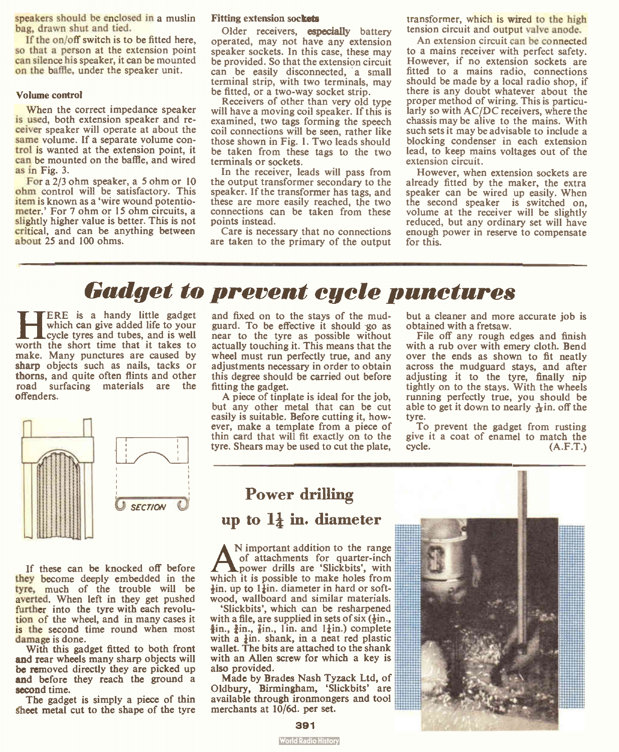speakers should be enclosed in a muslin bag, drawn shut and tied.

If the on/off switch is to be fitted here, so that a person at the extension point can silence his speaker, it can be mounted on the baffle, under the speaker unit.

### Volume control

When the correct impedance speaker is used, both extension speaker and receiver speaker will operate at about the same volume. If a separate volume control is wanted at the extension point, it can be mounted on the baffle, and wired as in Fig. 3.

For a 2/3 ohm speaker, a 5 ohm or 10 ohm control will be satisfactory. This item is known as a 'wire wound potentiometer.' For 7 ohm or 15 ohm circuits, a slightly higher value is better. This is not critical, and can be anything between about 25 and 100 ohms.

### Fitting extension sockets

Older receivers, especially battery operated, may not have any extension speaker sockets. In this case, these may be provided. So that the extension circuit can be easily disconnected, a small terminal strip, with two terminals, may be fitted, or a two-way socket strip.

Receivers of other than very old type will have a moving coil speaker. If this is examined, two tags forming the speech coil connections will be seen, rather like those shown in Fig. 1. Two leads should be taken from these tags to the two terminals or sockets.

In the receiver, leads will pass from the output transformer secondary to the speaker. If the transformer has tags, and these are more easily reached, the two connections can be taken from these points instead.

Care is necessary that no connections are taken to the primary of the output transformer, which is wired to the high tension circuit and output valve anode.

An extension circuit can be connected to a mains receiver with perfect safety. However, if no extension sockets are fitted to a mains radio, connections should be made by a local radio shop, if there is any doubt whatever about the proper method of wiring. This is particularly so with AC/DC receivers, where the chassis may be alive to the mains. With such sets it may be advisable to include a blocking condenser in each extension lead, to keep mains voltages out of the extension circuit.

However, when extension sockets are already fitted by the maker, the extra speaker can be wired up easily. When the second speaker is switched on, volume at the receiver will be slightly reduced, but any ordinary set will have enough power in reserve to compensate for this.

# Gadget to prevent cycle punctures

HERE is a handy little gadget which can give added life to your cycle tyres and tubes, and is well worth the short time that it takes to make. Many punctures are caused by sharp objects such as nails, tacks or thorns, and quite often flints and other road surfacing materials are the offenders.

SECTION

If these can be knocked off before they become deeply embedded in the tyre, much of the trouble will be averted. When left in they get pushed further into the tyre with each revolution of the wheel, and in many cases it is the second time round when most damage is done.

With this gadget fitted to both front and rear wheels many sharp objects will be removed directly they are picked up and before they reach the ground a second time.

The gadget is simply a piece of thin sheet metal cut to the shape of the tyre and fixed on to the stays of the mudguard. To be effective it should go as near to the tyre as possible without actually touching it. This means that the wheel must run perfectly true, and any adjustments necessary in order to obtain this degree should be carried out before fitting the gadget.

A piece of tinplate is ideal for the job, but any other metal that can be cut easily is suitable. Before cutting it, however, make a template from a piece of thin card that will fit exactly on to the tyre. Shears may be used to cut the plate, but a cleaner and more accurate job is obtained with a fretsaw.

File off any rough edges and finish with a rub over with emery cloth. Bend over the ends as shown to fit neatly across the mudguard stays, and after adjusting it to the tyre, finally nip tightly on to the stays. With the wheels running perfectly true, you should be able to get it down to nearly 1/16in. off the tyre.

To prevent the gadget from rusting give it a coat of enamel to match the cycle. (A.F.T.)

## Power drilling up to 1¼ in. diameter

AN important addition to the range of attachments for quarter-inch power drills are 'Slickbits', with which it is possible to make holes from ½in. up to 1¼in. diameter in hard or softwood, wallboard and similar materials.

'Slickbits', which can be resharpened with a file, are supplied in sets of six (½in., ⅝in., ¾in., ⅞in., 1in. and 1¼in.) complete with a ¼in. shank, in a neat red plastic wallet. The bits are attached to the shank with an Allen screw for which a key is also provided.

Made by Brades Nash Tyzack Ltd, of Oldbury, Birmingham, 'Slickbits' are available through ironmongers and tool merchants at 10/6d. per set.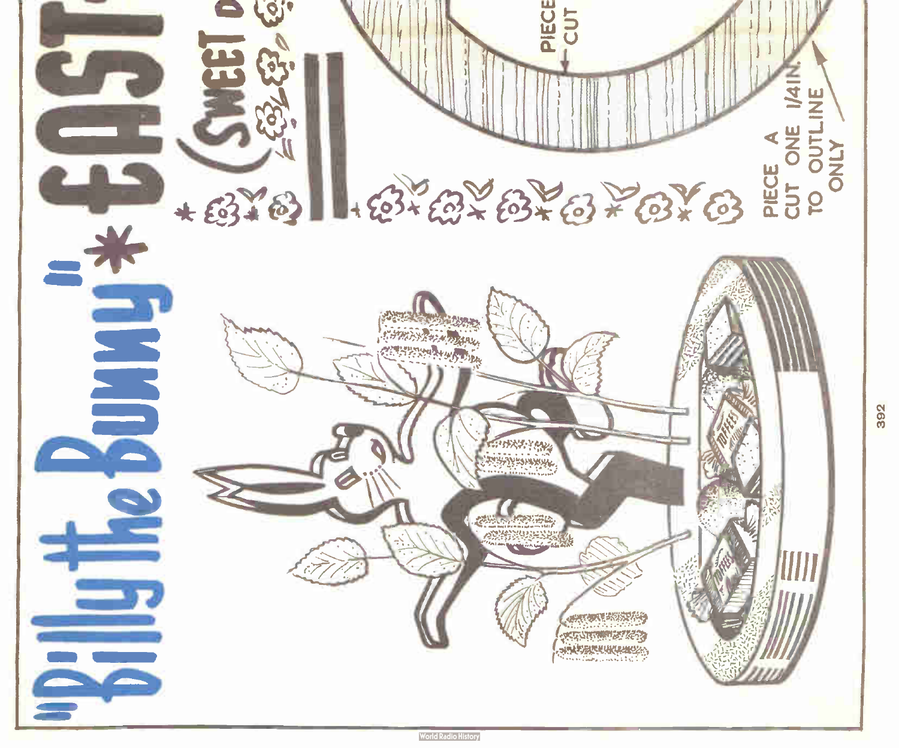# "Billy the Bunny" * EAST

(SWEET D

PIECE
CUT

PIECE A
CUT ONE 1/4IN.
TO OUTLINE
ONLY

TOFFEES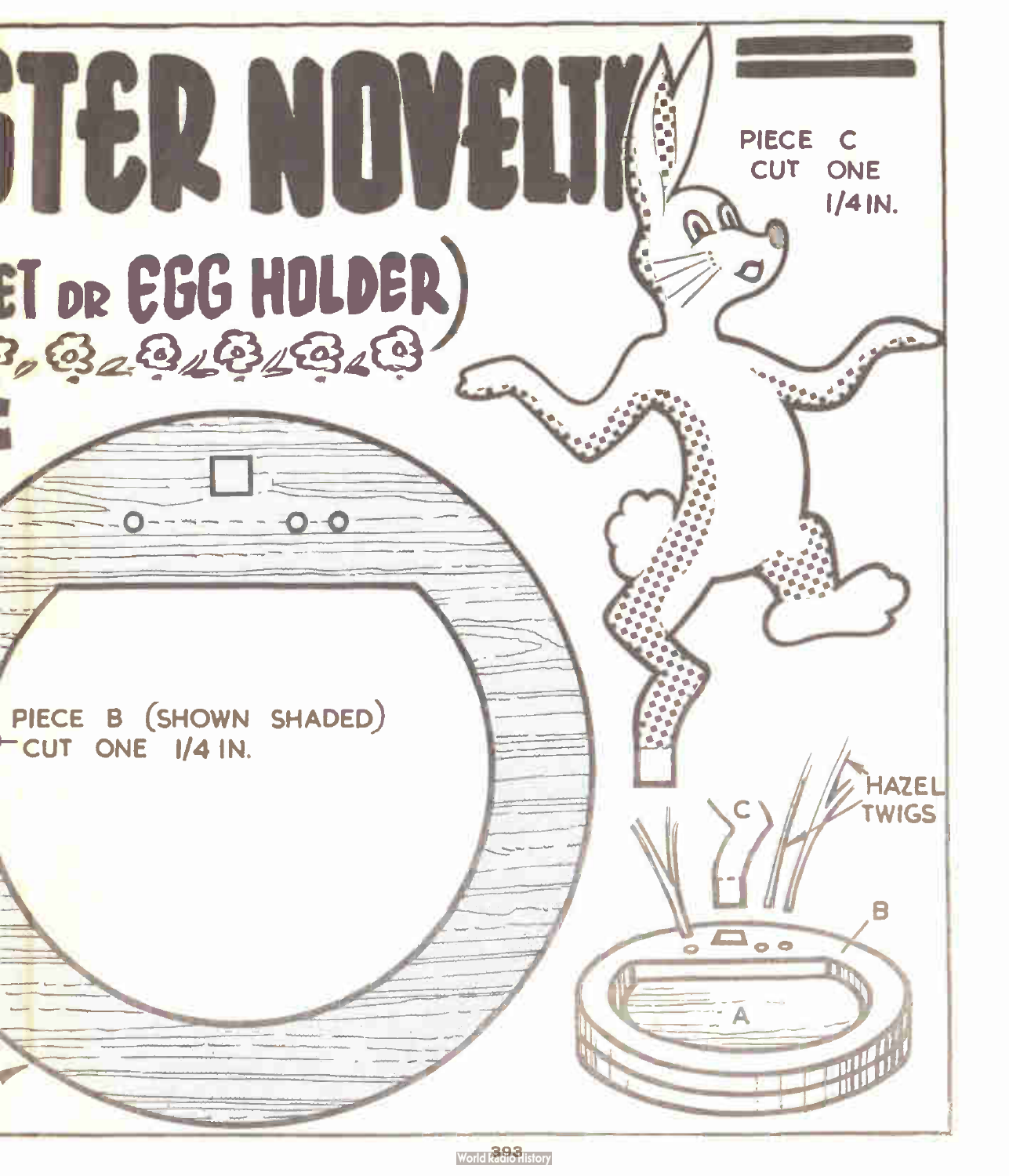# STER NOVELTY

## (…ET OR EGG HOLDER)

PIECE C
CUT ONE
1/4 IN.

PIECE B (SHOWN SHADED)
CUT ONE 1/4 IN.

HAZEL TWIGS

C

B

A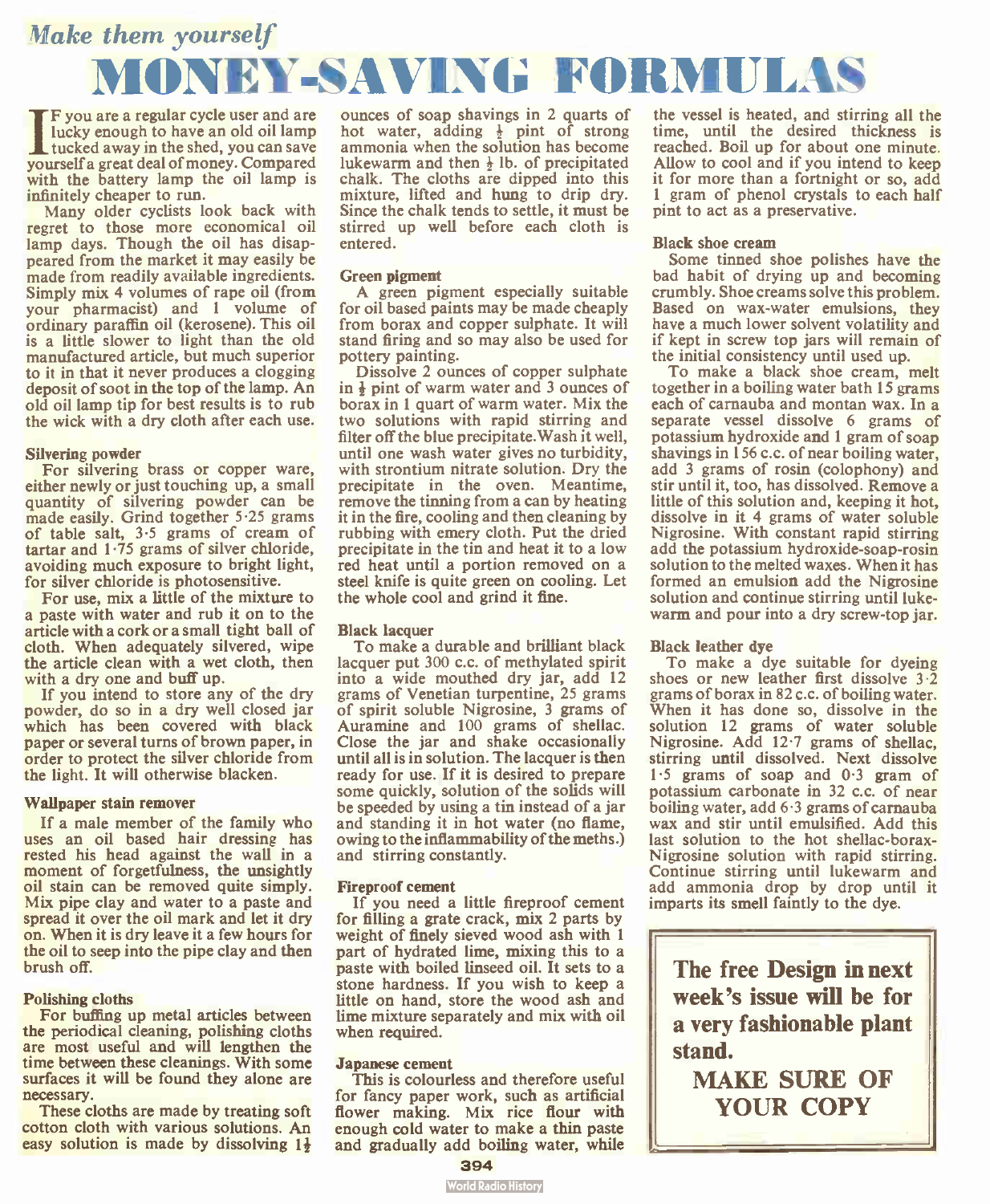*Make them yourself*

# MONEY-SAVING FORMULAS

If you are a regular cycle user and are lucky enough to have an old oil lamp tucked away in the shed, you can save yourself a great deal of money. Compared with the battery lamp the oil lamp is infinitely cheaper to run.

Many older cyclists look back with regret to those more economical oil lamp days. Though the oil has disappeared from the market it may easily be made from readily available ingredients. Simply mix 4 volumes of rape oil (from your pharmacist) and 1 volume of ordinary paraffin oil (kerosene). This oil is a little slower to light than the old manufactured article, but much superior to it in that it never produces a clogging deposit of soot in the top of the lamp. An old oil lamp tip for best results is to rub the wick with a dry cloth after each use.

### Silvering powder

For silvering brass or copper ware, either newly or just touching up, a small quantity of silvering powder can be made easily. Grind together 5·25 grams of table salt, 3·5 grams of cream of tartar and 1·75 grams of silver chloride, avoiding much exposure to bright light, for silver chloride is photosensitive.

For use, mix a little of the mixture to a paste with water and rub it on to the article with a cork or a small tight ball of cloth. When adequately silvered, wipe the article clean with a wet cloth, then with a dry one and buff up.

If you intend to store any of the dry powder, do so in a dry well closed jar which has been covered with black paper or several turns of brown paper, in order to protect the silver chloride from the light. It will otherwise blacken.

### Wallpaper stain remover

If a male member of the family who uses an oil based hair dressing has rested his head against the wall in a moment of forgetfulness, the unsightly oil stain can be removed quite simply. Mix pipe clay and water to a paste and spread it over the oil mark and let it dry on. When it is dry leave it a few hours for the oil to seep into the pipe clay and then brush off.

### Polishing cloths

For buffing up metal articles between the periodical cleaning, polishing cloths are most useful and will lengthen the time between these cleanings. With some surfaces it will be found they alone are necessary.

These cloths are made by treating soft cotton cloth with various solutions. An easy solution is made by dissolving 1½ ounces of soap shavings in 2 quarts of hot water, adding ½ pint of strong ammonia when the solution has become lukewarm and then ½ lb. of precipitated chalk. The cloths are dipped into this mixture, lifted and hung to drip dry. Since the chalk tends to settle, it must be stirred up well before each cloth is entered.

### Green pigment

A green pigment especially suitable for oil based paints may be made cheaply from borax and copper sulphate. It will stand firing and so may also be used for pottery painting.

Dissolve 2 ounces of copper sulphate in ½ pint of warm water and 3 ounces of borax in 1 quart of warm water. Mix the two solutions with rapid stirring and filter off the blue precipitate. Wash it well, until one wash water gives no turbidity, with strontium nitrate solution. Dry the precipitate in the oven. Meantime, remove the tinning from a can by heating it in the fire, cooling and then cleaning by rubbing with emery cloth. Put the dried precipitate in the tin and heat it to a low red heat until a portion removed on a steel knife is quite green on cooling. Let the whole cool and grind it fine.

### Black lacquer

To make a durable and brilliant black lacquer put 300 c.c. of methylated spirit into a wide mouthed dry jar, add 12 grams of Venetian turpentine, 25 grams of spirit soluble Nigrosine, 3 grams of Auramine and 100 grams of shellac. Close the jar and shake occasionally until all is in solution. The lacquer is then ready for use. If it is desired to prepare some quickly, solution of the solids will be speeded by using a tin instead of a jar and standing it in hot water (no flame, owing to the inflammability of the meths.) and stirring constantly.

### Fireproof cement

If you need a little fireproof cement for filling a grate crack, mix 2 parts by weight of finely sieved wood ash with 1 part of hydrated lime, mixing this to a paste with boiled linseed oil. It sets to a stone hardness. If you wish to keep a little on hand, store the wood ash and lime mixture separately and mix with oil when required.

### Japanese cement

This is colourless and therefore useful for fancy paper work, such as artificial flower making. Mix rice flour with enough cold water to make a thin paste and gradually add boiling water, while the vessel is heated, and stirring all the time, until the desired thickness is reached. Boil up for about one minute. Allow to cool and if you intend to keep it for more than a fortnight or so, add 1 gram of phenol crystals to each half pint to act as a preservative.

### Black shoe cream

Some tinned shoe polishes have the bad habit of drying up and becoming crumbly. Shoe creams solve this problem. Based on wax-water emulsions, they have a much lower solvent volatility and if kept in screw top jars will remain of the initial consistency until used up.

To make a black shoe cream, melt together in a boiling water bath 15 grams each of carnauba and montan wax. In a separate vessel dissolve 6 grams of potassium hydroxide and 1 gram of soap shavings in 156 c.c. of near boiling water, add 3 grams of rosin (colophony) and stir until it, too, has dissolved. Remove a little of this solution and, keeping it hot, dissolve in it 4 grams of water soluble Nigrosine. With constant rapid stirring add the potassium hydroxide-soap-rosin solution to the melted waxes. When it has formed an emulsion add the Nigrosine solution and continue stirring until lukewarm and pour into a dry screw-top jar.

### Black leather dye

To make a dye suitable for dyeing shoes or new leather first dissolve 3·2 grams of borax in 82 c.c. of boiling water. When it has done so, dissolve in the solution 12 grams of water soluble Nigrosine. Add 12·7 grams of shellac, stirring until dissolved. Next dissolve 1·5 grams of soap and 0·3 gram of potassium carbonate in 32 c.c. of near boiling water, add 6·3 grams of carnauba wax and stir until emulsified. Add this last solution to the hot shellac-borax-Nigrosine solution with rapid stirring. Continue stirring until lukewarm and add ammonia drop by drop until it imparts its smell faintly to the dye.

**The free Design in next week's issue will be for a very fashionable plant stand.**

**MAKE SURE OF YOUR COPY**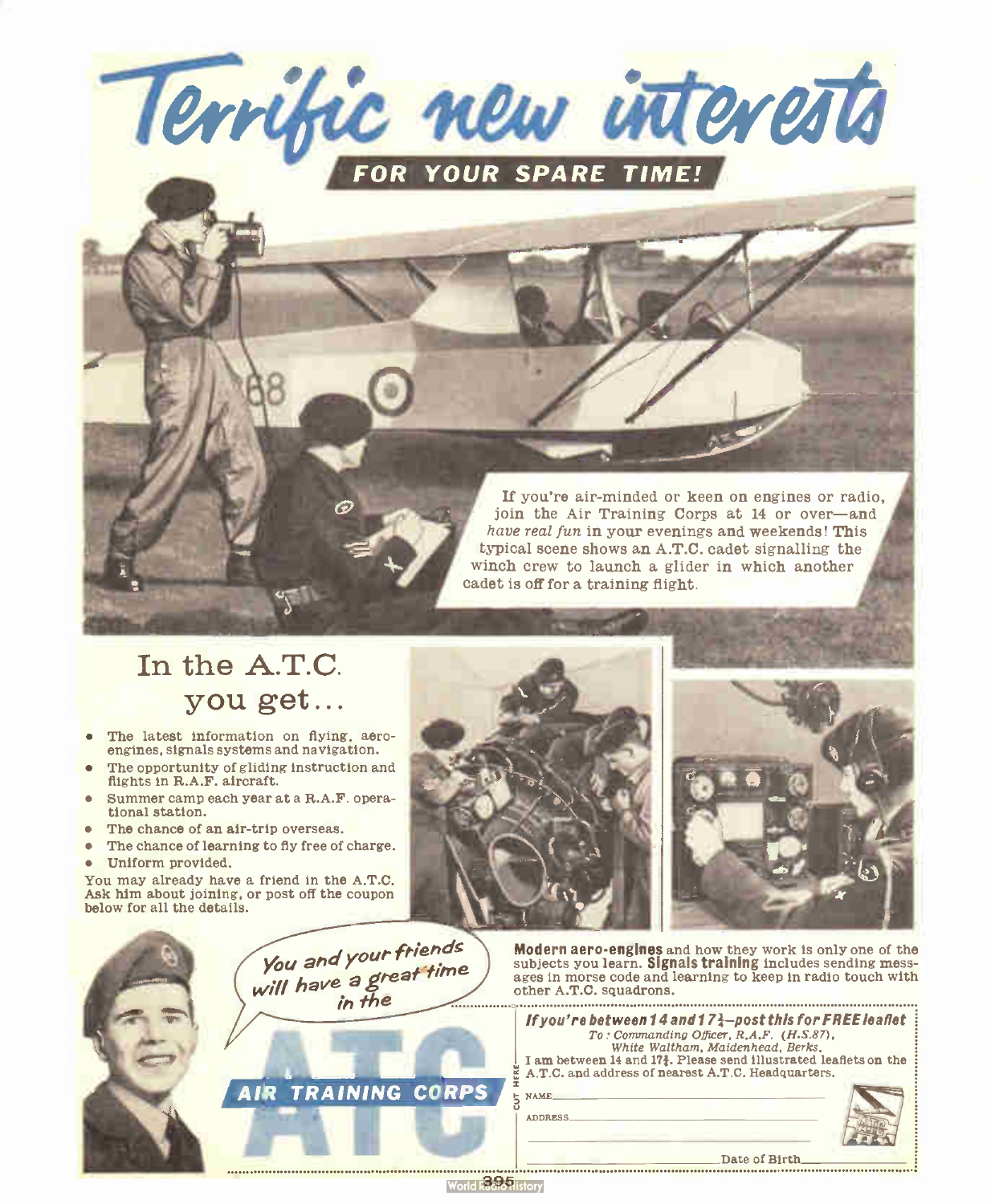# Terrific new interests

## FOR YOUR SPARE TIME!

If you're air-minded or keen on engines or radio, join the Air Training Corps at 14 or over—and *have real fun* in your evenings and weekends! This typical scene shows an A.T.C. cadet signalling the winch crew to launch a glider in which another cadet is off for a training flight.

## In the A.T.C. you get...

- The latest information on flying, aero-engines, signals systems and navigation.
- The opportunity of gliding instruction and flights in R.A.F. aircraft.
- Summer camp each year at a R.A.F. operational station.
- The chance of an air-trip overseas.
- The chance of learning to fly free of charge.
- Uniform provided.

You may already have a friend in the A.T.C. Ask him about joining, or post off the coupon below for all the details.

**Modern aero-engines** and how they work is only one of the subjects you learn. **Signals training** includes sending messages in morse code and learning to keep in radio touch with other A.T.C. squadrons.

*You and your friends will have a great time in the*

# ATC
## AIR TRAINING CORPS

***If you're between 14 and 17½—post this for FREE leaflet***

*To: Commanding Officer, R.A.F. (H.S.87), White Waltham, Maidenhead, Berks.*

I am between 14 and 17½. Please send illustrated leaflets on the A.T.C. and address of nearest A.T.C. Headquarters.

CUT HERE

NAME ____________________

ADDRESS ____________________

____________________ Date of Birth ____________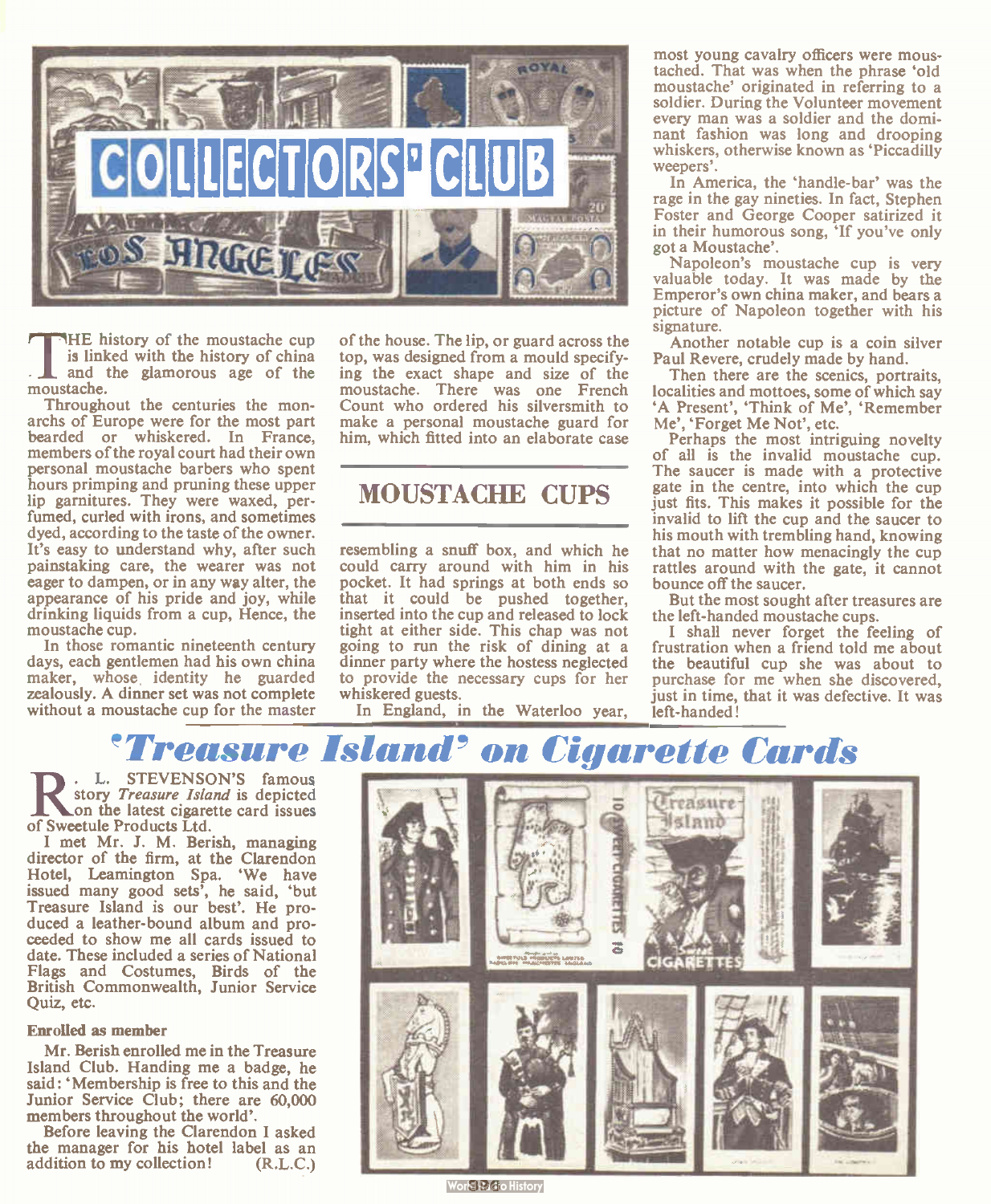# COLLECTORS' CLUB

## MOUSTACHE CUPS

THE history of the moustache cup is linked with the history of china and the glamorous age of the moustache.

Throughout the centuries the monarchs of Europe were for the most part bearded or whiskered. In France, members of the royal court had their own personal moustache barbers who spent hours primping and pruning these upper lip garnitures. They were waxed, perfumed, curled with irons, and sometimes dyed, according to the taste of the owner. It's easy to understand why, after such painstaking care, the wearer was not eager to dampen, or in any way alter, the appearance of his pride and joy, while drinking liquids from a cup, Hence, the moustache cup.

In those romantic nineteenth century days, each gentlemen had his own china maker, whose identity he guarded zealously. A dinner set was not complete without a moustache cup for the master of the house. The lip, or guard across the top, was designed from a mould specifying the exact shape and size of the moustache. There was one French Count who ordered his silversmith to make a personal moustache guard for him, which fitted into an elaborate case resembling a snuff box, and which he could carry around with him in his pocket. It had springs at both ends so that it could be pushed together, inserted into the cup and released to lock tight at either side. This chap was not going to run the risk of dining at a dinner party where the hostess neglected to provide the necessary cups for her whiskered guests.

In England, in the Waterloo year, most young cavalry officers were moustached. That was when the phrase 'old moustache' originated in referring to a soldier. During the Volunteer movement every man was a soldier and the dominant fashion was long and drooping whiskers, otherwise known as 'Piccadilly weepers'.

In America, the 'handle-bar' was the rage in the gay nineties. In fact, Stephen Foster and George Cooper satirized it in their humorous song, 'If you've only got a Moustache'.

Napoleon's moustache cup is very valuable today. It was made by the Emperor's own china maker, and bears a picture of Napoleon together with his signature.

Another notable cup is a coin silver Paul Revere, crudely made by hand.

Then there are the scenics, portraits, localities and mottoes, some of which say 'A Present', 'Think of Me', 'Remember Me', 'Forget Me Not', etc.

Perhaps the most intriguing novelty of all is the invalid moustache cup. The saucer is made with a protective gate in the centre, into which the cup just fits. This makes it possible for the invalid to lift the cup and the saucer to his mouth with trembling hand, knowing that no matter how menacingly the cup rattles around with the gate, it cannot bounce off the saucer.

But the most sought after treasures are the left-handed moustache cups.

I shall never forget the feeling of frustration when a friend told me about the beautiful cup she was about to purchase for me when she discovered, just in time, that it was defective. It was left-handed!

# 'Treasure Island' on Cigarette Cards

R. L. STEVENSON'S famous story *Treasure Island* is depicted on the latest cigarette card issues of Sweetule Products Ltd.

I met Mr. J. M. Berish, managing director of the firm, at the Clarendon Hotel, Leamington Spa. 'We have issued many good sets', he said, 'but Treasure Island is our best'. He produced a leather-bound album and proceeded to show me all cards issued to date. These included a series of National Flags and Costumes, Birds of the British Commonwealth, Junior Service Quiz, etc.

### Enrolled as member

Mr. Berish enrolled me in the Treasure Island Club. Handing me a badge, he said: 'Membership is free to this and the Junior Service Club; there are 60,000 members throughout the world'.

Before leaving the Clarendon I asked the manager for his hotel label as an addition to my collection! (R.L.C.)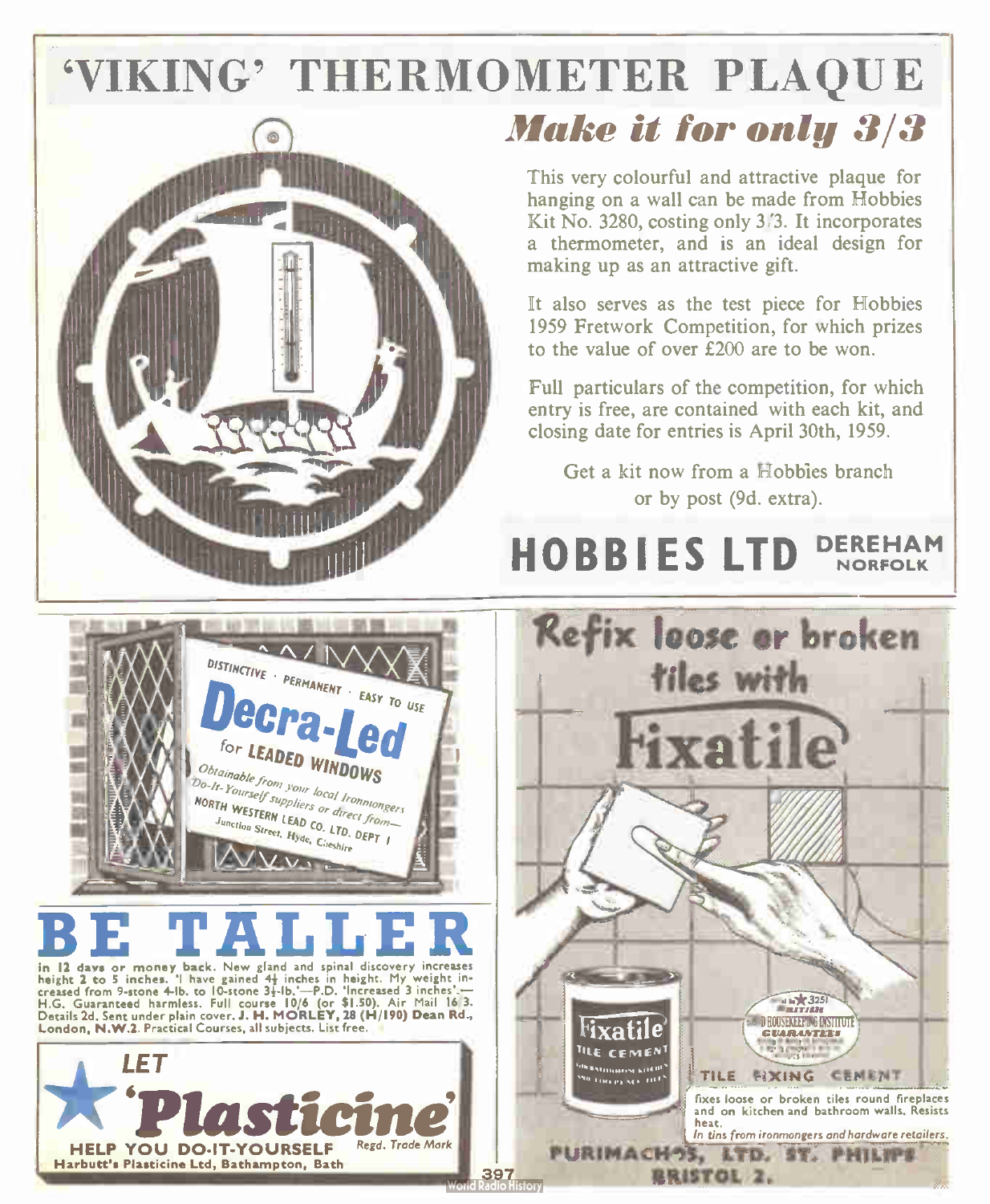# 'VIKING' THERMOMETER PLAQUE

## *Make it for only 3/3*

This very colourful and attractive plaque for hanging on a wall can be made from Hobbies Kit No. 3280, costing only 3/3. It incorporates a thermometer, and is an ideal design for making up as an attractive gift.

It also serves as the test piece for Hobbies 1959 Fretwork Competition, for which prizes to the value of over £200 are to be won.

Full particulars of the competition, for which entry is free, are contained with each kit, and closing date for entries is April 30th, 1959.

Get a kit now from a Hobbies branch or by post (9d. extra).

**HOBBIES LTD** DEREHAM NORFOLK

---

DISTINCTIVE · PERMANENT · EASY TO USE

**Decra-Led** for LEADED WINDOWS

*Obtainable from your local Ironmongers Do-It-Yourself suppliers or direct from—*
NORTH WESTERN LEAD CO. LTD. DEPT I
Junction Street, Hyde, Cheshire

---

# BE TALLER

in 12 days or money back. New gland and spinal discovery increases height 2 to 5 inches. 'I have gained 4½ inches in height. My weight increased from 9-stone 4-lb. to 10-stone 3½-lb.'—P.D. 'Increased 3 inches'.—H.G. Guaranteed harmless. Full course 10/6 (or $1.50). Air Mail 16/3. Details 2d. Sent under plain cover. **J. H. MORLEY, 28 (H/190) Dean Rd., London, N.W.2.** Practical Courses, all subjects. List free.

---

LET **'Plasticine'** HELP YOU DO-IT-YOURSELF

Regd. Trade Mark

Harbutt's Plasticine Ltd, Bathampton, Bath

---

## Refix loose or broken tiles with Fixatile

Fixatile TILE CEMENT

TILE FIXING CEMENT

fixes loose or broken tiles round fireplaces and on kitchen and bathroom walls. Resists heat.

*In tins from ironmongers and hardware retailers.*

PURIMACHOS, LTD. ST. PHILIPS BRISTOL 2.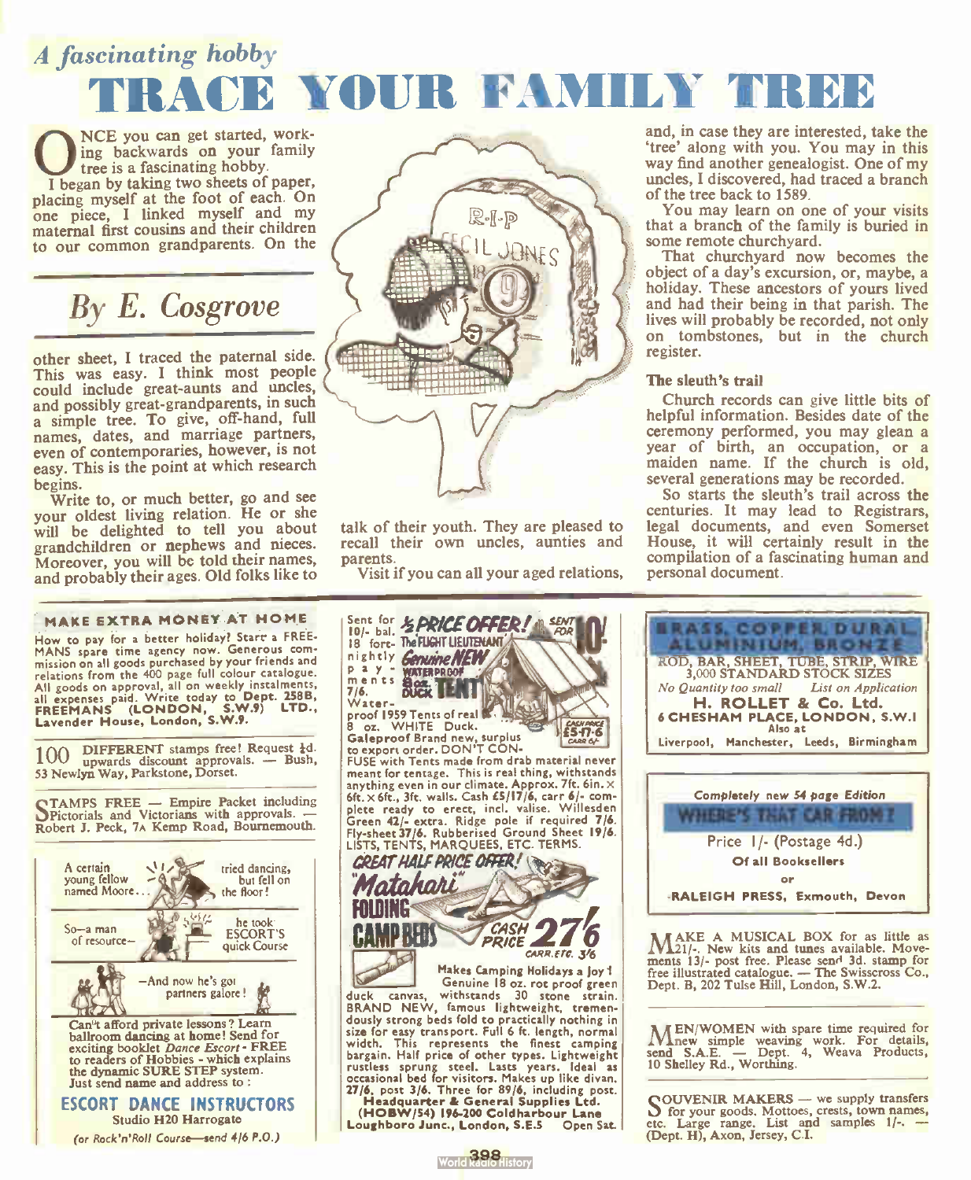*A fascinating hobby*

# TRACE YOUR FAMILY TREE

ONCE you can get started, working backwards on your family tree is a fascinating hobby.

I began by taking two sheets of paper, placing myself at the foot of each. On one piece, I linked myself and my maternal first cousins and their children to our common grandparents. On the

## *By E. Cosgrove*

other sheet, I traced the paternal side. This was easy. I think most people could include great-aunts and uncles, and possibly great-grandparents, in such a simple tree. To give, off-hand, full names, dates, and marriage partners, even of contemporaries, however, is not easy. This is the point at which research begins.

Write to, or much better, go and see your oldest living relation. He or she will be delighted to tell you about grandchildren or nephews and nieces. Moreover, you will be told their names, and probably their ages. Old folks like to talk of their youth. They are pleased to recall their own uncles, aunties and parents.

Visit if you can all your aged relations, and, in case they are interested, take the 'tree' along with you. You may in this way find another genealogist. One of my uncles, I discovered, had traced a branch of the tree back to 1589.

You may learn on one of your visits that a branch of the family is buried in some remote churchyard.

That churchyard now becomes the object of a day's excursion, or, maybe, a holiday. These ancestors of yours lived and had their being in that parish. The lives will probably be recorded, not only on tombstones, but in the church register.

### The sleuth's trail

Church records can give little bits of helpful information. Besides date of the ceremony performed, you may glean a year of birth, an occupation, or a maiden name. If the church is old, several generations may be recorded.

So starts the sleuth's trail across the centuries. It may lead to Registrars, legal documents, and even Somerset House, it will certainly result in the compilation of a fascinating human and personal document.

---

**MAKE EXTRA MONEY AT HOME**

How to pay for a better holiday? Start a FREEMANS spare time agency now. Generous commission on all goods purchased by your friends and relations from the 400 page full colour catalogue. All goods on approval, all on weekly instalments, all expenses paid. Write today to **Dept. 258B, FREEMANS (LONDON, S.W.9) LTD., Lavender House, London, S.W.9.**

---

100 DIFFERENT stamps free! Request ½d. upwards discount approvals. — Bush, 53 Newlyn Way, Parkstone, Dorset.

---

STAMPS FREE — Empire Packet including Pictorials and Victorians with approvals. — Robert J. Peck, 7A Kemp Road, Bournemouth.

---

A certain young fellow named Moore... tried dancing, but fell on the floor!

So—a man of resource— he took ESCORT'S quick Course

—And now he's got partners galore!

Can't afford private lessons? Learn ballroom dancing at home! Send for exciting booklet *Dance Escort* - FREE to readers of Hobbies - which explains the dynamic SURE STEP system. Just send name and address to :

**ESCORT DANCE INSTRUCTORS**

Studio H20 Harrogate

*(or Rock'n'Roll Course—send 4/6 P.O.)*

---

Sent for 10/- bal. 18 fortnightly payments 7/6. **½ PRICE OFFER!** SENT FOR 10/-

The FLIGHT LIEUTENANT *Genuine NEW* WATERPROOF 8oz. DUCK TENT

Waterproof 1959 Tents of real 8 oz. WHITE Duck. Galeproof Brand new, surplus to export order. DON'T CONFUSE with Tents made from drab material never meant for tentage. This is real thing, withstands anything even in our climate. Approx. 7ft. 6in. × 6ft. × 6ft., 3ft. walls. Cash £5/17/6, carr 6/- complete ready to erect, incl. valise. Willesden Green 42/- extra. Ridge pole if required 7/6. Fly-sheet 37/6. Rubberised Ground Sheet 19/6. LISTS, TENTS, MARQUEES, ETC. TERMS.

CASH PRICE £5-17-6 CARR 6/-

**GREAT HALF PRICE OFFER!**

**"Matahari" FOLDING CAMP BEDS** CASH PRICE 27/6 CARR. ETC. 3/6

Makes Camping Holidays a Joy! Genuine 18 oz. rot proof green duck canvas, withstands 30 stone strain. BRAND NEW, famous lightweight, tremendously strong beds fold to practically nothing in size for easy transport. Full 6 ft. length, normal width. This represents the finest camping bargain. Half price of other types. Lightweight rustless sprung steel. Lasts years. Ideal as occasional bed for visitors. Makes up like divan. 27/6, post 3/6. Three for 89/6, including post.

**Headquarter & General Supplies Ltd. (HOBW/54) 196-200 Coldharbour Lane Loughboro Junc., London, S.E.5** Open Sat.

---

**BRASS, COPPER, DURAL, ALUMINIUM, BRONZE**

ROD, BAR, SHEET, TUBE, STRIP, WIRE

3,000 STANDARD STOCK SIZES

*No Quantity too small* *List on Application*

**H. ROLLET & Co. Ltd.**

**6 CHESHAM PLACE, LONDON, S.W.1**

Also at

Liverpool, Manchester, Leeds, Birmingham

---

*Completely new 54 page Edition*

**WHERE'S THAT CAR FROM?**

Price 1/- (Postage 4d.)

**Of all Booksellers**

**or**

**RALEIGH PRESS, Exmouth, Devon**

---

MAKE A MUSICAL BOX for as little as 21/-. New kits and tunes available. Movements 13/- post free. Please send 3d. stamp for free illustrated catalogue. — The Swisscross Co., Dept. B, 202 Tulse Hill, London, S.W.2.

---

MEN/WOMEN with spare time required for new simple weaving work. For details, send S.A.E. — Dept. 4, Weava Products, 10 Shelley Rd., Worthing.

---

SOUVENIR MAKERS — we supply transfers for your goods. Mottoes, crests, town names, etc. Large range. List and samples 1/-. — (Dept. H), Axon, Jersey, C.I.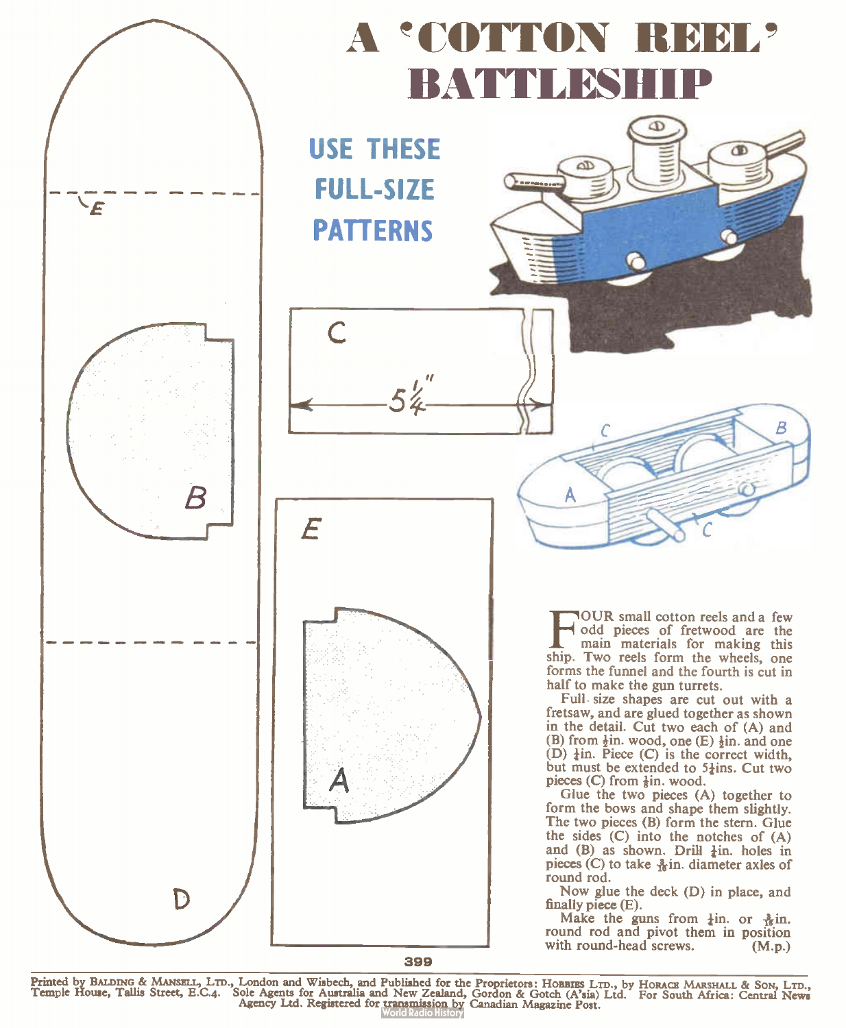# A 'COTTON REEL' BATTLESHIP

## USE THESE FULL-SIZE PATTERNS

FOUR small cotton reels and a few odd pieces of fretwood are the main materials for making this ship. Two reels form the wheels, one forms the funnel and the fourth is cut in half to make the gun turrets.

Full size shapes are cut out with a fretsaw, and are glued together as shown in the detail. Cut two each of (A) and (B) from ½in. wood, one (E) ½in. and one (D) ¼in. Piece (C) is the correct width, but must be extended to 5¼ins. Cut two pieces (C) from ⅛in. wood.

Glue the two pieces (A) together to form the bows and shape them slightly. The two pieces (B) form the stern. Glue the sides (C) into the notches of (A) and (B) as shown. Drill ¼in. holes in pieces (C) to take $\frac{3}{16}$in. diameter axles of round rod.

Now glue the deck (D) in place, and finally piece (E).

Make the guns from ¼in. or $\frac{3}{16}$in. round rod and pivot them in position with round-head screws. (M.p.)

Printed by BALDING & MANSELL, LTD., London and Wisbech, and Published for the Proprietors: HOBBIES LTD., by HORACE MARSHALL & SON, LTD., Temple House, Tallis Street, E.C.4. Sole Agents for Australia and New Zealand, Gordon & Gotch (A'sia) Ltd. For South Africa: Central News Agency Ltd. Registered for transmission by Canadian Magazine Post.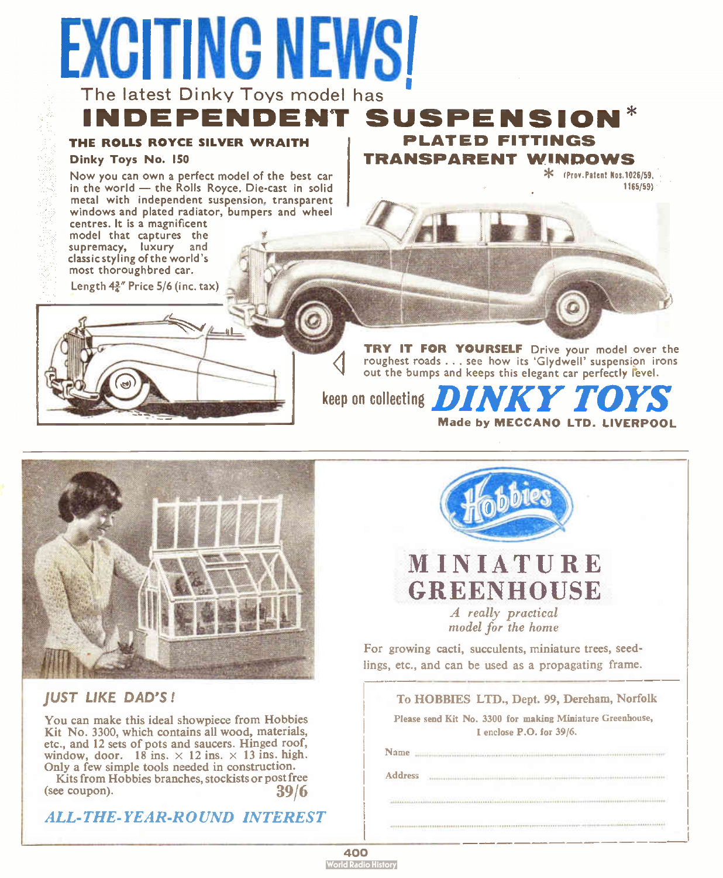# EXCITING NEWS!

The latest Dinky Toys model has

## INDEPENDENT SUSPENSION*

### THE ROLLS ROYCE SILVER WRAITH

**Dinky Toys No. 150**

Now you can own a perfect model of the best car in the world — the Rolls Royce. Die-cast in solid metal with independent suspension, transparent windows and plated radiator, bumpers and wheel centres. It is a magnificent model that captures the supremacy, luxury and classic styling of the world's most thoroughbred car.

Length 4¾" Price 5/6 (inc. tax)

**PLATED FITTINGS**

**TRANSPARENT WINDOWS**

* (Prov. Patent Nos. 1026/59, 1165/59)

**TRY IT FOR YOURSELF** Drive your model over the roughest roads . . . see how its 'Glydwell' suspension irons out the bumps and keeps this elegant car perfectly level.

keep on collecting **DINKY TOYS**

**Made by MECCANO LTD. LIVERPOOL**

---

### *JUST LIKE DAD'S!*

You can make this ideal showpiece from Hobbies Kit No. 3300, which contains all wood, materials, etc., and 12 sets of pots and saucers. Hinged roof, window, door. 18 ins. × 12 ins. × 13 ins. high. Only a few simple tools needed in construction.

Kits from Hobbies branches, stockists or post free (see coupon). **39/6**

*ALL-THE-YEAR-ROUND INTEREST*

Hobbies

## MINIATURE GREENHOUSE

*A really practical model for the home*

For growing cacti, succulents, miniature trees, seedlings, etc., and can be used as a propagating frame.

To HOBBIES LTD., Dept. 99, Dereham, Norfolk

Please send Kit No. 3300 for making Miniature Greenhouse, I enclose P.O. for 39/6.

Name ..............................

Address ..............................